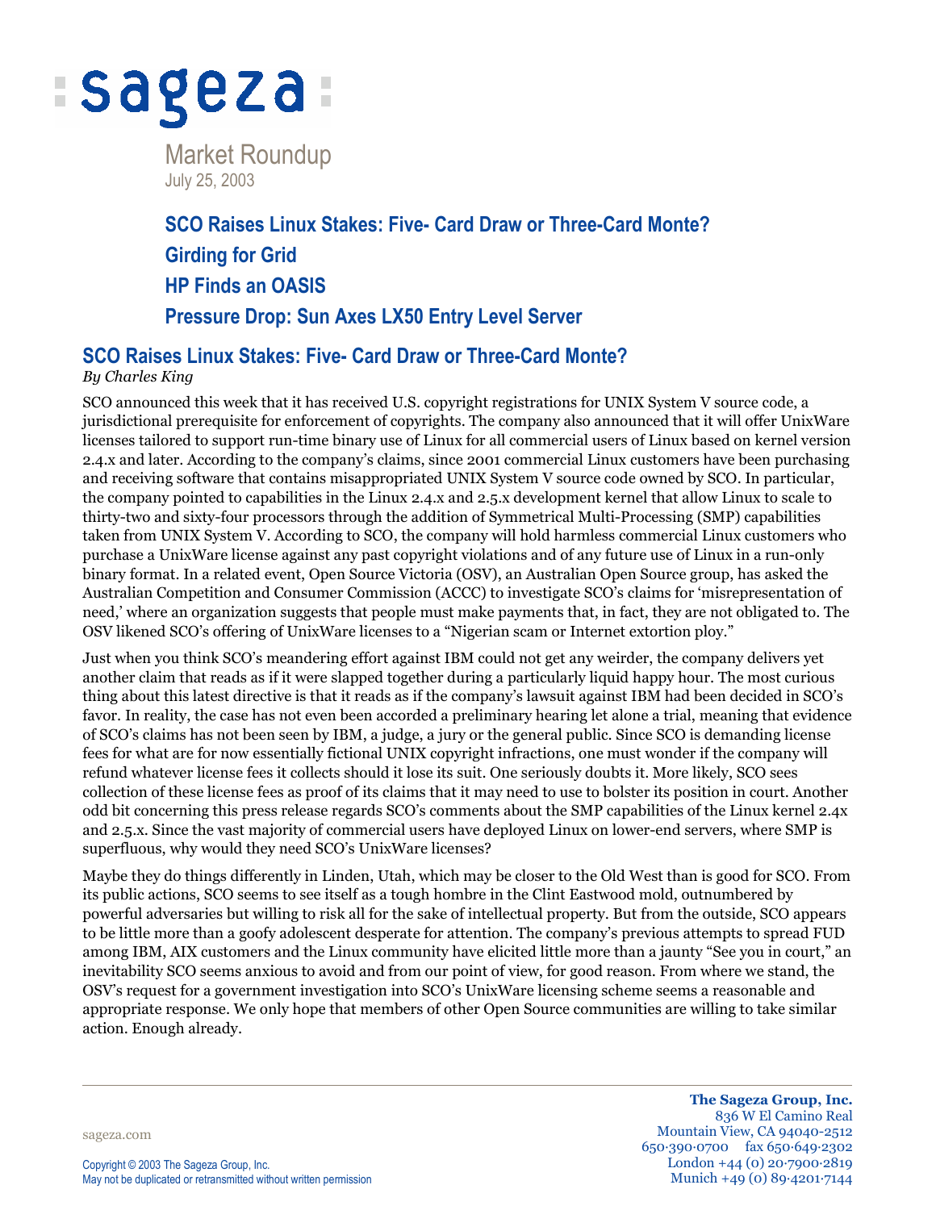# sageza

Market Roundup

July 25, 2003

**SCO Raises Linux Stakes: Five- Card Draw or Three-Card Monte?**

**Girding for Grid**

**HP Finds an OASIS**

**Pressure Drop: Sun Axes LX50 Entry Level Server**

## SCO Raises Linux Stakes: Five- Card Draw or Three-Card Monte?

*By Charles King*

SCO announced this week that it has received U.S. copyright registrations for UNIX System V source code, a jurisdictional prerequisite for enforcement of copyrights. The company also announced that it will offer UnixWare licenses tailored to support run-time binary use of Linux for all commercial users of Linux based on kernel version 2.4.x and later. According to the company's claims, since 2001 commercial Linux customers have been purchasing and receiving software that contains misappropriated UNIX System V source code owned by SCO. In particular, the company pointed to capabilities in the Linux 2.4.x and 2.5.x development kernel that allow Linux to scale to thirty-two and sixty-four processors through the addition of Symmetrical Multi-Processing (SMP) capabilities taken from UNIX System V. According to SCO, the company will hold harmless commercial Linux customers who purchase a UnixWare license against any past copyright violations and of any future use of Linux in a run-only binary format. In a related event, Open Source Victoria (OSV), an Australian Open Source group, has asked the Australian Competition and Consumer Commission (ACCC) to investigate SCO's claims for 'misrepresentation of need,' where an organization suggests that people must make payments that, in fact, they are not obligated to. The OSV likened SCO's offering of UnixWare licenses to a "Nigerian scam or Internet extortion ploy."

Just when you think SCO's meandering effort against IBM could not get any weirder, the company delivers yet another claim that reads as if it were slapped together during a particularly liquid happy hour. The most curious thing about this latest directive is that it reads as if the company's lawsuit against IBM had been decided in SCO's favor. In reality, the case has not even been accorded a preliminary hearing let alone a trial, meaning that evidence of SCO's claims has not been seen by IBM, a judge, a jury or the general public. Since SCO is demanding license fees for what are for now essentially fictional UNIX copyright infractions, one must wonder if the company will refund whatever license fees it collects should it lose its suit. One seriously doubts it. More likely, SCO sees collection of these license fees as proof of its claims that it may need to use to bolster its position in court. Another odd bit concerning this press release regards SCO's comments about the SMP capabilities of the Linux kernel 2.4x and 2.5.x. Since the vast majority of commercial users have deployed Linux on lower-end servers, where SMP is superfluous, why would they need SCO's UnixWare licenses?

Maybe they do things differently in Linden, Utah, which may be closer to the Old West than is good for SCO. From its public actions, SCO seems to see itself as a tough hombre in the Clint Eastwood mold, outnumbered by powerful adversaries but willing to risk all for the sake of intellectual property. But from the outside, SCO appears to be little more than a goofy adolescent desperate for attention. The company's previous attempts to spread FUD among IBM, AIX customers and the Linux community have elicited little more than a jaunty "See you in court," an inevitability SCO seems anxious to avoid and from our point of view, for good reason. From where we stand, the OSV's request for a government investigation into SCO's UnixWare licensing scheme seems a reasonable and appropriate response. We only hope that members of other Open Source communities are willing to take similar action. Enough already.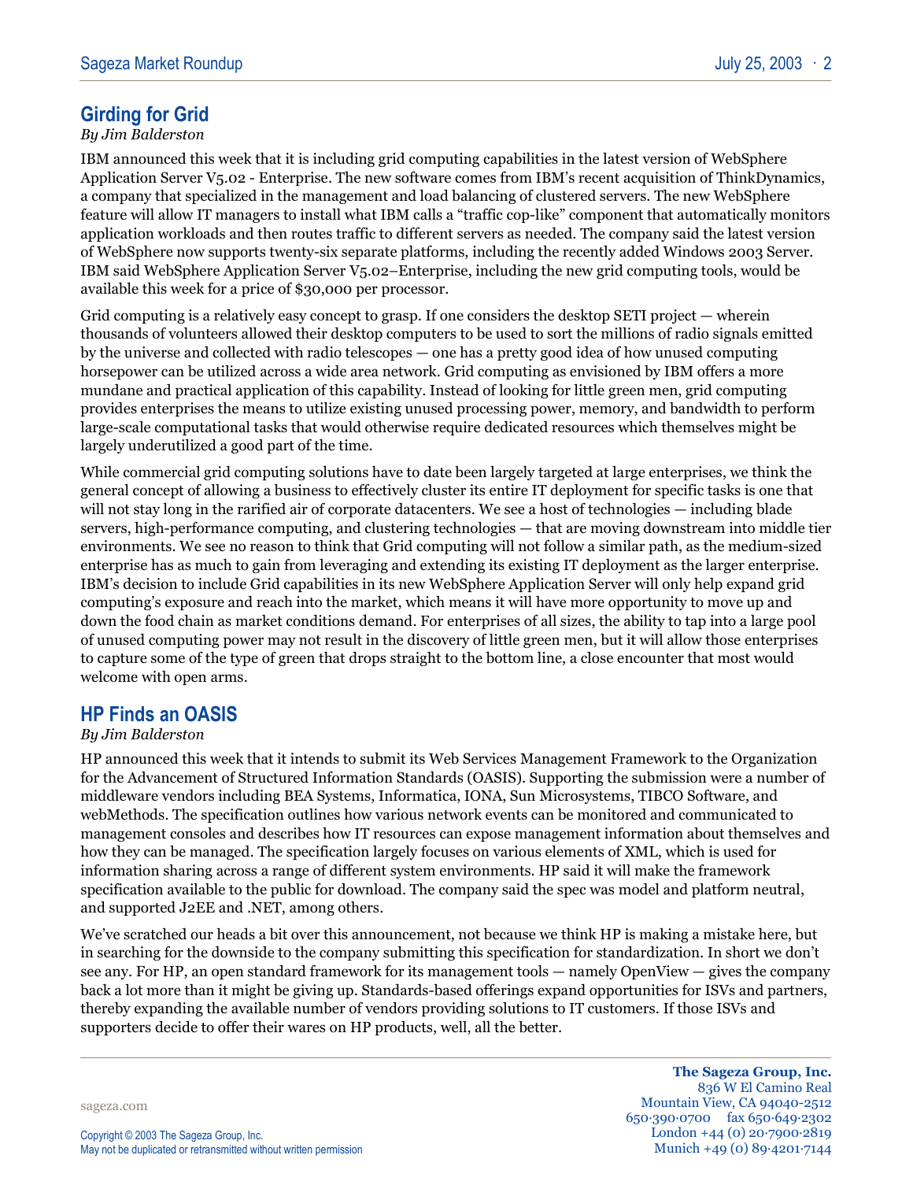## Girding for Grid

*By Jim Balderston*

IBM announced this week that it is including grid computing capabilities in the latest version of WebSphere Application Server V5.02 - Enterprise. The new software comes from IBM's recent acquisition of ThinkDynamics, a company that specialized in the management and load balancing of clustered servers. The new WebSphere feature will allow IT managers to install what IBM calls a "traffic cop-like" component that automatically monitors application workloads and then routes traffic to different servers as needed. The company said the latest version of WebSphere now supports twenty-six separate platforms, including the recently added Windows 2003 Server. IBM said WebSphere Application Server V5.02–Enterprise, including the new grid computing tools, would be available this week for a price of $30,000 per processor.

Grid computing is a relatively easy concept to grasp. If one considers the desktop SETI project — wherein thousands of volunteers allowed their desktop computers to be used to sort the millions of radio signals emitted by the universe and collected with radio telescopes — one has a pretty good idea of how unused computing horsepower can be utilized across a wide area network. Grid computing as envisioned by IBM offers a more mundane and practical application of this capability. Instead of looking for little green men, grid computing provides enterprises the means to utilize existing unused processing power, memory, and bandwidth to perform large-scale computational tasks that would otherwise require dedicated resources which themselves might be largely underutilized a good part of the time.

While commercial grid computing solutions have to date been largely targeted at large enterprises, we think the general concept of allowing a business to effectively cluster its entire IT deployment for specific tasks is one that will not stay long in the rarified air of corporate datacenters. We see a host of technologies — including blade servers, high-performance computing, and clustering technologies — that are moving downstream into middle tier environments. We see no reason to think that Grid computing will not follow a similar path, as the medium-sized enterprise has as much to gain from leveraging and extending its existing IT deployment as the larger enterprise. IBM's decision to include Grid capabilities in its new WebSphere Application Server will only help expand grid computing's exposure and reach into the market, which means it will have more opportunity to move up and down the food chain as market conditions demand. For enterprises of all sizes, the ability to tap into a large pool of unused computing power may not result in the discovery of little green men, but it will allow those enterprises to capture some of the type of green that drops straight to the bottom line, a close encounter that most would welcome with open arms.

## HP Finds an OASIS

*By Jim Balderston*

HP announced this week that it intends to submit its Web Services Management Framework to the Organization for the Advancement of Structured Information Standards (OASIS). Supporting the submission were a number of middleware vendors including BEA Systems, Informatica, IONA, Sun Microsystems, TIBCO Software, and webMethods. The specification outlines how various network events can be monitored and communicated to management consoles and describes how IT resources can expose management information about themselves and how they can be managed. The specification largely focuses on various elements of XML, which is used for information sharing across a range of different system environments. HP said it will make the framework specification available to the public for download. The company said the spec was model and platform neutral, and supported J2EE and .NET, among others.

We've scratched our heads a bit over this announcement, not because we think HP is making a mistake here, but in searching for the downside to the company submitting this specification for standardization. In short we don't see any. For HP, an open standard framework for its management tools — namely OpenView — gives the company back a lot more than it might be giving up. Standards-based offerings expand opportunities for ISVs and partners, thereby expanding the available number of vendors providing solutions to IT customers. If those ISVs and supporters decide to offer their wares on HP products, well, all the better.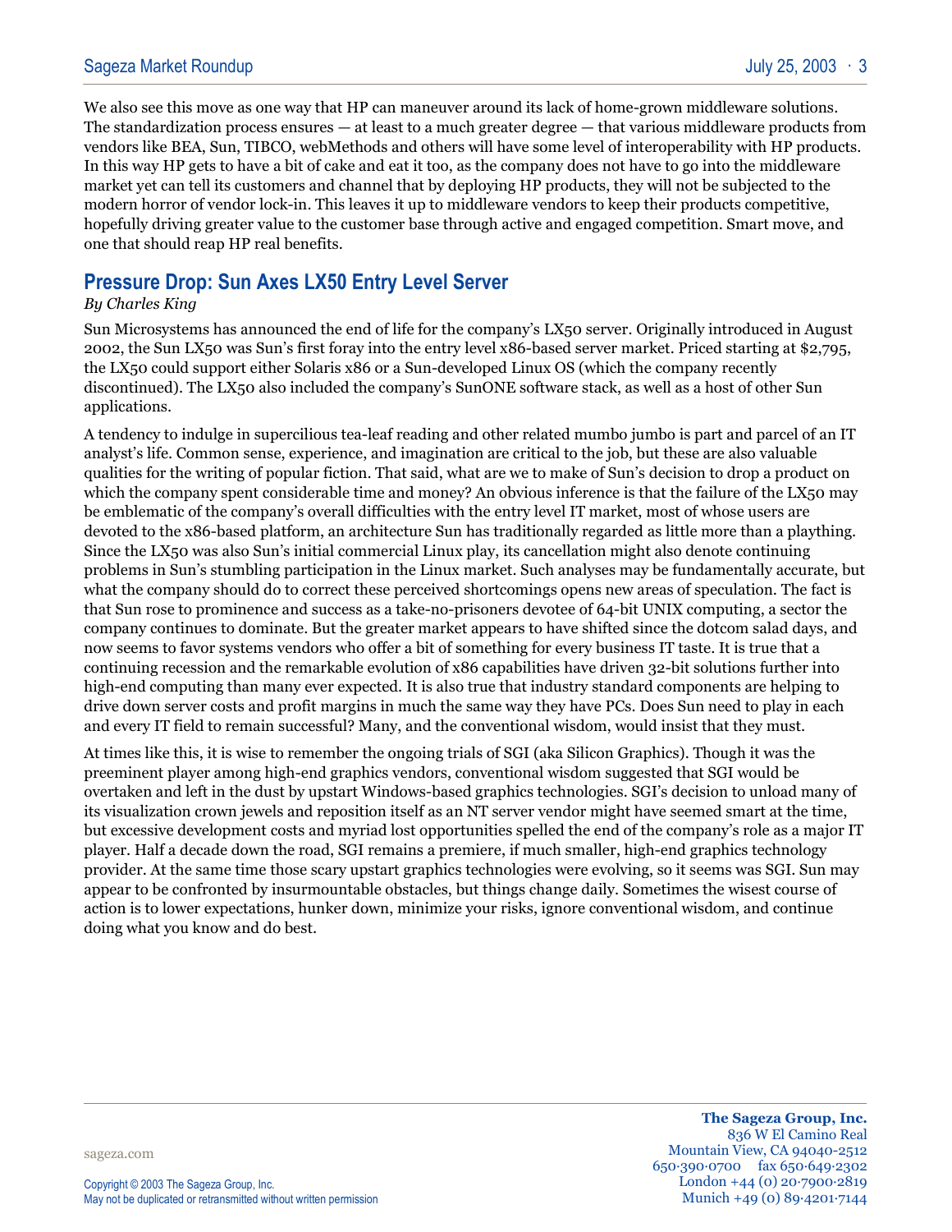We also see this move as one way that HP can maneuver around its lack of home-grown middleware solutions. The standardization process ensures — at least to a much greater degree — that various middleware products from vendors like BEA, Sun, TIBCO, webMethods and others will have some level of interoperability with HP products. In this way HP gets to have a bit of cake and eat it too, as the company does not have to go into the middleware market yet can tell its customers and channel that by deploying HP products, they will not be subjected to the modern horror of vendor lock-in. This leaves it up to middleware vendors to keep their products competitive, hopefully driving greater value to the customer base through active and engaged competition. Smart move, and one that should reap HP real benefits.

## Pressure Drop: Sun Axes LX50 Entry Level Server

*By Charles King*

Sun Microsystems has announced the end of life for the company's LX50 server. Originally introduced in August 2002, the Sun LX50 was Sun's first foray into the entry level x86-based server market. Priced starting at $2,795, the LX50 could support either Solaris x86 or a Sun-developed Linux OS (which the company recently discontinued). The LX50 also included the company's SunONE software stack, as well as a host of other Sun applications.

A tendency to indulge in supercilious tea-leaf reading and other related mumbo jumbo is part and parcel of an IT analyst's life. Common sense, experience, and imagination are critical to the job, but these are also valuable qualities for the writing of popular fiction. That said, what are we to make of Sun's decision to drop a product on which the company spent considerable time and money? An obvious inference is that the failure of the LX50 may be emblematic of the company's overall difficulties with the entry level IT market, most of whose users are devoted to the x86-based platform, an architecture Sun has traditionally regarded as little more than a plaything. Since the LX50 was also Sun's initial commercial Linux play, its cancellation might also denote continuing problems in Sun's stumbling participation in the Linux market. Such analyses may be fundamentally accurate, but what the company should do to correct these perceived shortcomings opens new areas of speculation. The fact is that Sun rose to prominence and success as a take-no-prisoners devotee of 64-bit UNIX computing, a sector the company continues to dominate. But the greater market appears to have shifted since the dotcom salad days, and now seems to favor systems vendors who offer a bit of something for every business IT taste. It is true that a continuing recession and the remarkable evolution of x86 capabilities have driven 32-bit solutions further into high-end computing than many ever expected. It is also true that industry standard components are helping to drive down server costs and profit margins in much the same way they have PCs. Does Sun need to play in each and every IT field to remain successful? Many, and the conventional wisdom, would insist that they must.

At times like this, it is wise to remember the ongoing trials of SGI (aka Silicon Graphics). Though it was the preeminent player among high-end graphics vendors, conventional wisdom suggested that SGI would be overtaken and left in the dust by upstart Windows-based graphics technologies. SGI's decision to unload many of its visualization crown jewels and reposition itself as an NT server vendor might have seemed smart at the time, but excessive development costs and myriad lost opportunities spelled the end of the company's role as a major IT player. Half a decade down the road, SGI remains a premiere, if much smaller, high-end graphics technology provider. At the same time those scary upstart graphics technologies were evolving, so it seems was SGI. Sun may appear to be confronted by insurmountable obstacles, but things change daily. Sometimes the wisest course of action is to lower expectations, hunker down, minimize your risks, ignore conventional wisdom, and continue doing what you know and do best.